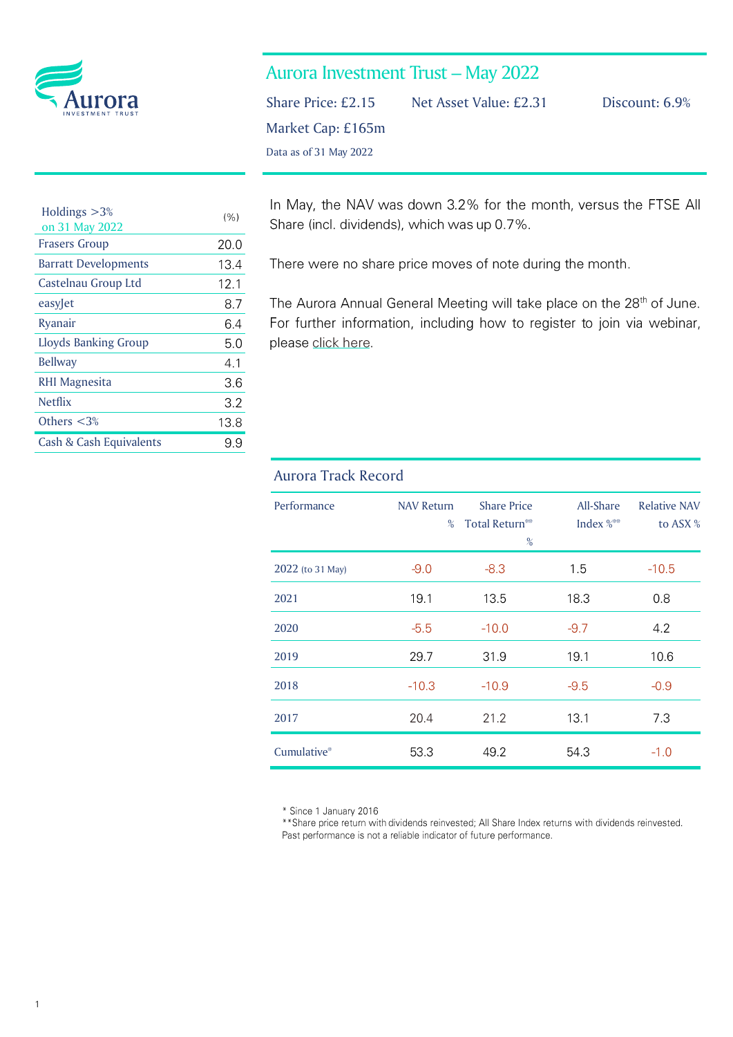# Aurora Investment Trust – May 2022

Share Price: £2.15 | Net Asset Value: £2.31 | Discount: 6.9%

Market Cap: £165m

Data as of 31 May 2022

| Holdings >3% on 31 May 2022 | (%) |
|---|---|
| Frasers Group | 20.0 |
| Barratt Developments | 13.4 |
| Castelnau Group Ltd | 12.1 |
| easyJet | 8.7 |
| Ryanair | 6.4 |
| Lloyds Banking Group | 5.0 |
| Bellway | 4.1 |
| RHI Magnesita | 3.6 |
| Netflix | 3.2 |
| Others <3% | 13.8 |
| Cash & Cash Equivalents | 9.9 |

In May, the NAV was down 3.2% for the month, versus the FTSE All Share (incl. dividends), which was up 0.7%.

There were no share price moves of note during the month.

The Aurora Annual General Meeting will take place on the 28th of June. For further information, including how to register to join via webinar, please click here.

## Aurora Track Record

| Performance | NAV Return % | Share Price Total Return** % | All-Share Index %** | Relative NAV to ASX % |
|---|---|---|---|---|
| 2022 (to 31 May) | -9.0 | -8.3 | 1.5 | -10.5 |
| 2021 | 19.1 | 13.5 | 18.3 | 0.8 |
| 2020 | -5.5 | -10.0 | -9.7 | 4.2 |
| 2019 | 29.7 | 31.9 | 19.1 | 10.6 |
| 2018 | -10.3 | -10.9 | -9.5 | -0.9 |
| 2017 | 20.4 | 21.2 | 13.1 | 7.3 |
| Cumulative* | 53.3 | 49.2 | 54.3 | -1.0 |

\* Since 1 January 2016
\*\*Share price return with dividends reinvested; All Share Index returns with dividends reinvested.
Past performance is not a reliable indicator of future performance.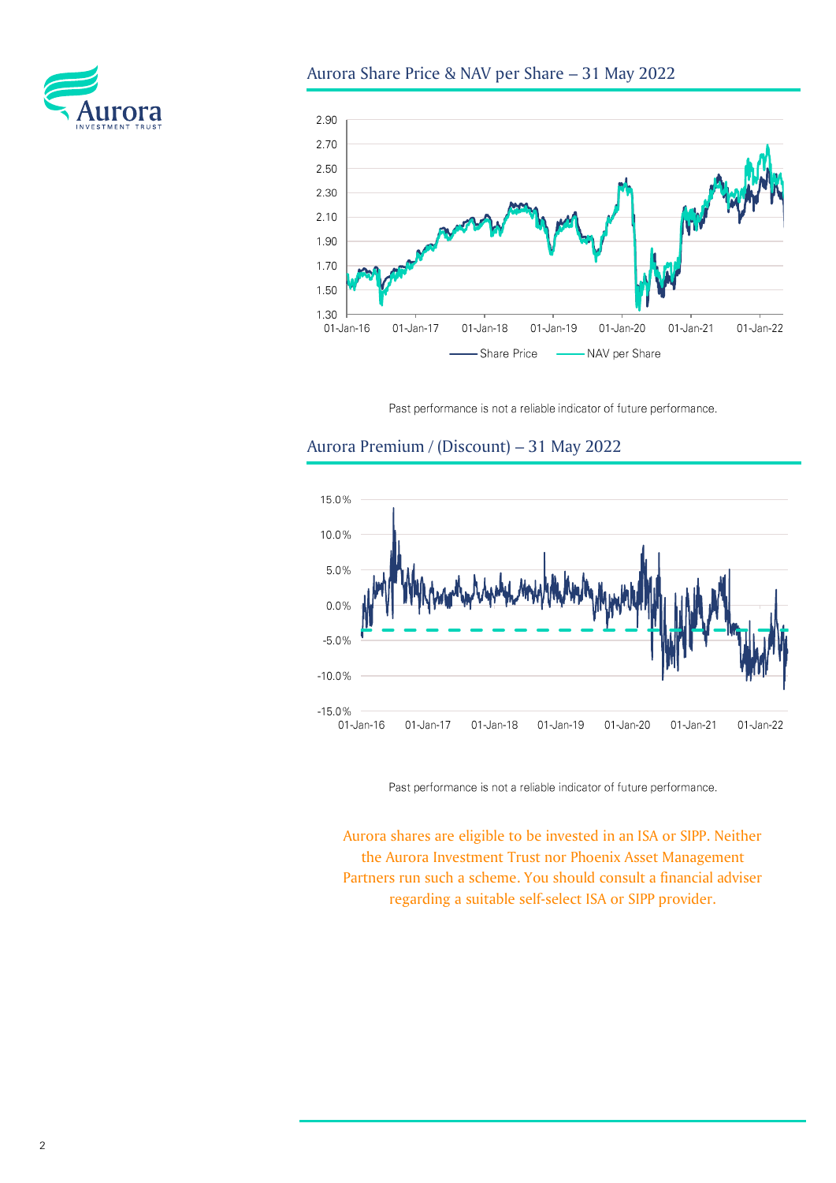## Aurora Share Price & NAV per Share – 31 May 2022

Past performance is not a reliable indicator of future performance.

## Aurora Premium / (Discount) – 31 May 2022

Past performance is not a reliable indicator of future performance.

Aurora shares are eligible to be invested in an ISA or SIPP. Neither the Aurora Investment Trust nor Phoenix Asset Management Partners run such a scheme. You should consult a financial adviser regarding a suitable self-select ISA or SIPP provider.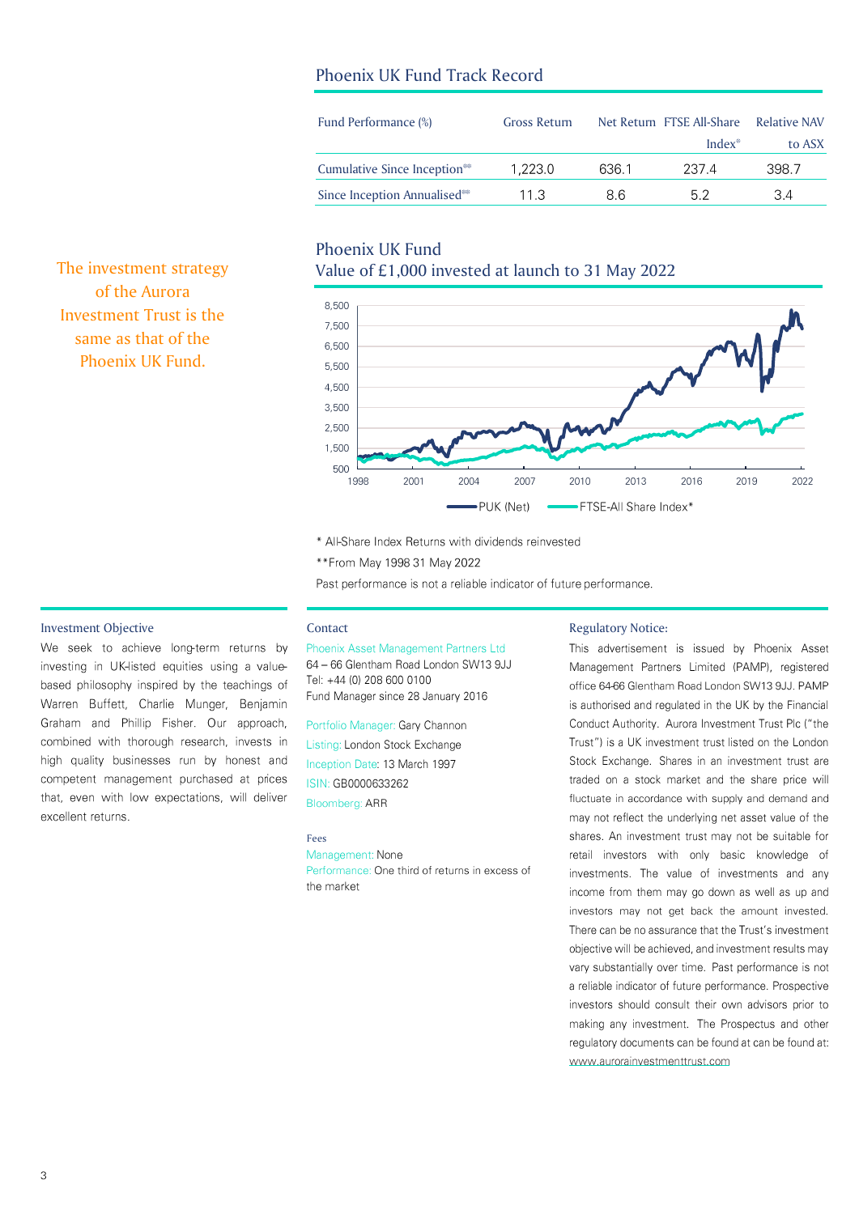## Phoenix UK Fund Track Record

| Fund Performance (%) | Gross Return | Net Return | FTSE All-Share Index* | Relative NAV to ASX |
|---|---|---|---|---|
| Cumulative Since Inception** | 1,223.0 | 636.1 | 237.4 | 398.7 |
| Since Inception Annualised** | 11.3 | 8.6 | 5.2 | 3.4 |

The investment strategy of the Aurora Investment Trust is the same as that of the Phoenix UK Fund.

## Phoenix UK Fund
### Value of £1,000 invested at launch to 31 May 2022

8,500
7,500
6,500
5,500
4,500
3,500
2,500
1,500
500

1998 2001 2004 2007 2010 2013 2016 2019 2022

PUK (Net) FTSE-All Share Index*

\* All-Share Index Returns with dividends reinvested

**From May 1998 31 May 2022

Past performance is not a reliable indicator of future performance.

### Investment Objective

We seek to achieve long-term returns by investing in UK-listed equities using a value-based philosophy inspired by the teachings of Warren Buffett, Charlie Munger, Benjamin Graham and Phillip Fisher. Our approach, combined with thorough research, invests in high quality businesses run by honest and competent management purchased at prices that, even with low expectations, will deliver excellent returns.

### Contact

Phoenix Asset Management Partners Ltd
64 – 66 Glentham Road London SW13 9JJ
Tel: +44 (0) 208 600 0100
Fund Manager since 28 January 2016

Portfolio Manager: Gary Channon
Listing: London Stock Exchange
Inception Date: 13 March 1997
ISIN: GB0000633262
Bloomberg: ARR

#### Fees

Management: None
Performance: One third of returns in excess of the market

### Regulatory Notice:

This advertisement is issued by Phoenix Asset Management Partners Limited (PAMP), registered office 64-66 Glentham Road London SW13 9JJ. PAMP is authorised and regulated in the UK by the Financial Conduct Authority. Aurora Investment Trust Plc ("the Trust") is a UK investment trust listed on the London Stock Exchange. Shares in an investment trust are traded on a stock market and the share price will fluctuate in accordance with supply and demand and may not reflect the underlying net asset value of the shares. An investment trust may not be suitable for retail investors with only basic knowledge of investments. The value of investments and any income from them may go down as well as up and investors may not get back the amount invested. There can be no assurance that the Trust's investment objective will be achieved, and investment results may vary substantially over time. Past performance is not a reliable indicator of future performance. Prospective investors should consult their own advisors prior to making any investment. The Prospectus and other regulatory documents can be found at can be found at: www.aurorainvestmenttrust.com